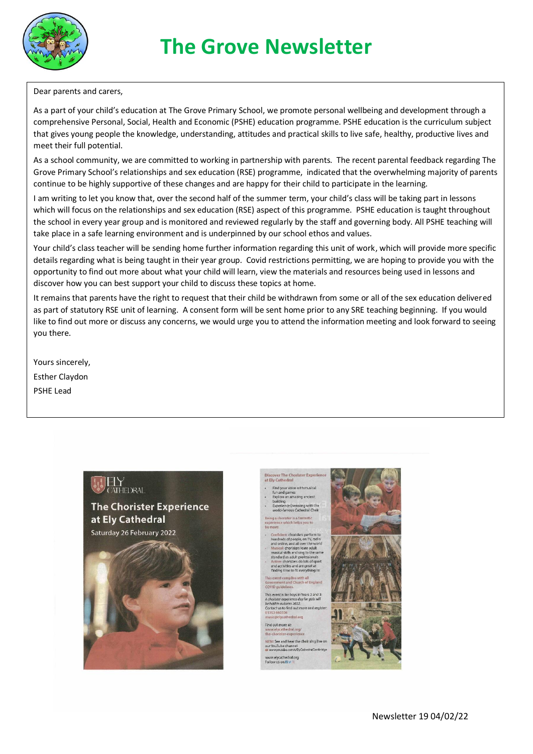# The Grove Newsletter

Dear parents and carers,

As a part of your child's education at The Grove Primary School, we promote personal wellbeing and development through a comprehensive Personal, Social, Health and Economic (PSHE) education programme. PSHE education is the curriculum subject that gives young people the knowledge, understanding, attitudes and practical skills to live safe, healthy, productive lives and meet their full potential.

As a school community, we are committed to working in partnership with parents. The recent parental feedback regarding The Grove Primary School's relationships and sex education (RSE) programme, indicated that the overwhelming majority of parents continue to be highly supportive of these changes and are happy for their child to participate in the learning.

I am writing to let you know that, over the second half of the summer term, your child's class will be taking part in lessons which will focus on the relationships and sex education (RSE) aspect of this programme. PSHE education is taught throughout the school in every year group and is monitored and reviewed regularly by the staff and governing body. All PSHE teaching will take place in a safe learning environment and is underpinned by our school ethos and values.

Your child's class teacher will be sending home further information regarding this unit of work, which will provide more specific details regarding what is being taught in their year group. Covid restrictions permitting, we are hoping to provide you with the opportunity to find out more about what your child will learn, view the materials and resources being used in lessons and discover how you can best support your child to discuss these topics at home.

It remains that parents have the right to request that their child be withdrawn from some or all of the sex education delivered as part of statutory RSE unit of learning. A consent form will be sent home prior to any SRE teaching beginning. If you would like to find out more or discuss any concerns, we would urge you to attend the information meeting and look forward to seeing you there.

Yours sincerely,

Esther Claydon

PSHE Lead

---

ELY CATHEDRAL

**The Chorister Experience at Ely Cathedral**

Saturday 26 February 2022

**Discover The Chorister Experience at Ely Cathedral**

- Find your voice with musical fun and games
- Explore an amazing ancient building
- Experience Evensong with the world-famous Cathedral Choir

Being a chorister is a fantastic experience which helps you to be more:

- Confident: choristers perform to hundreds of people, on TV, radio and online, and all over the world
- Musical: choristers learn adult musical skills and sing to the same standard as adult professionals
- Active: choristers do lots of sport and activities and are great at finding time to fit everything in!

This event complies with all Government and Church of England COVID guidelines.

This event is for boys in Years 2 and 3. *A chorister experience day for girls will be held in autumn 2022.* Contact us to find out more and register: 01353 660336 music@elycathedral.org

Find out more at: www.elycathedral.org/the-chorister-experience

NEW! See and hear the choir sing live on our YouTube channel: www.youtube.com/c/ElyCathedralCambridge

www.elycathedral.org

Follow us on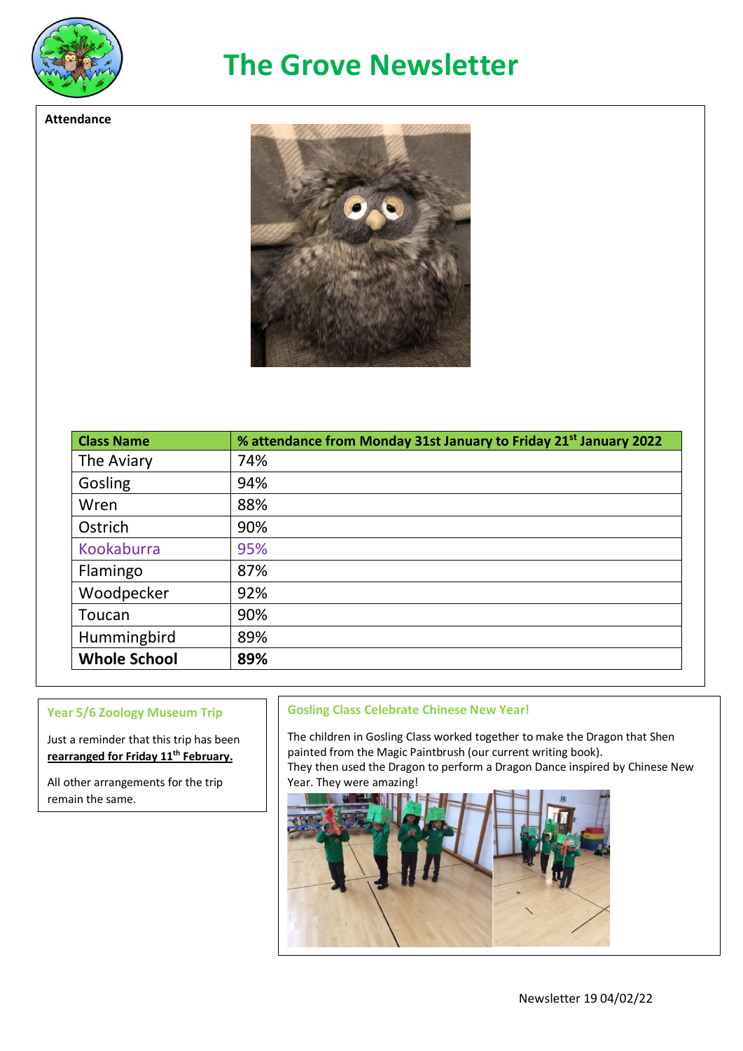# The Grove Newsletter

**Attendance**

| Class Name | % attendance from Monday 31st January to Friday 21st January 2022 |
|---|---|
| The Aviary | 74% |
| Gosling | 94% |
| Wren | 88% |
| Ostrich | 90% |
| Kookaburra | 95% |
| Flamingo | 87% |
| Woodpecker | 92% |
| Toucan | 90% |
| Hummingbird | 89% |
| **Whole School** | **89%** |

### Year 5/6 Zoology Museum Trip

Just a reminder that this trip has been **rearranged for Friday 11th February.**

All other arrangements for the trip remain the same.

### Gosling Class Celebrate Chinese New Year!

The children in Gosling Class worked together to make the Dragon that Shen painted from the Magic Paintbrush (our current writing book).
They then used the Dragon to perform a Dragon Dance inspired by Chinese New Year. They were amazing!

Newsletter 19 04/02/22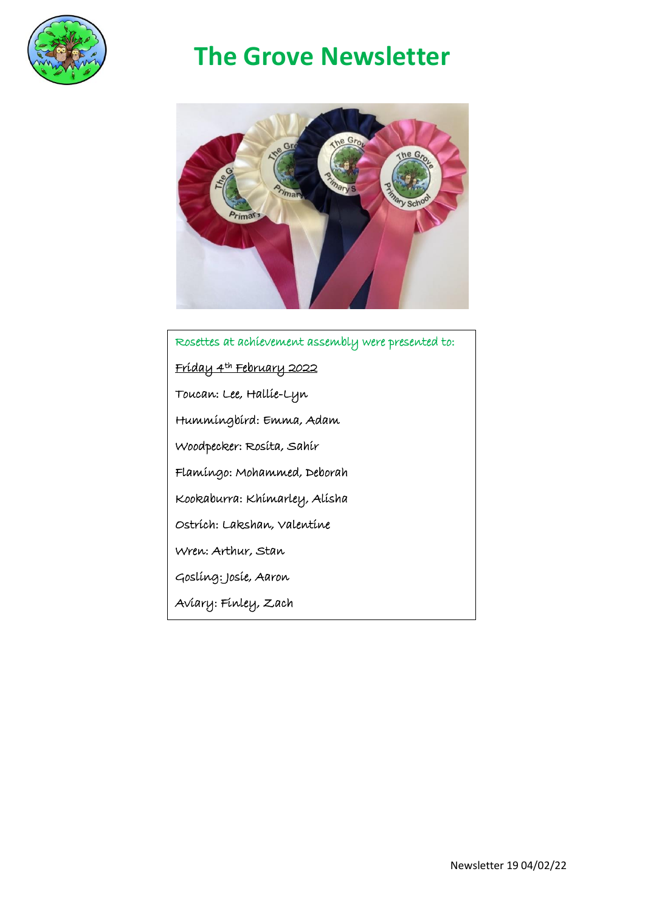# The Grove Newsletter

Rosettes at achievement assembly were presented to:

Friday 4th February 2022

Toucan: Lee, Hallie-Lyn

Hummingbird: Emma, Adam

Woodpecker: Rosita, Sahir

Flamingo: Mohammed, Deborah

Kookaburra: Khimarley, Alisha

Ostrich: Lakshan, Valentine

Wren: Arthur, Stan

Gosling: Josie, Aaron

Aviary: Finley, Zach

Newsletter 19 04/02/22